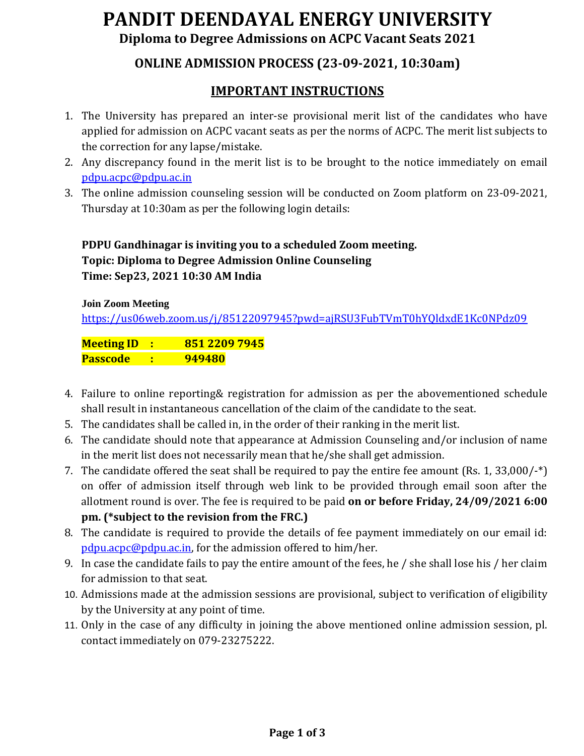# PANDIT DEENDAYAL ENERGY UNIVERSITY

## Diploma to Degree Admissions on ACPC Vacant Seats 2021

## ONLINE ADMISSION PROCESS (23-09-2021, 10:30am)

## IMPORTANT INSTRUCTIONS

1. The University has prepared an inter-se provisional merit list of the candidates who have applied for admission on ACPC vacant seats as per the norms of ACPC. The merit list subjects to the correction for any lapse/mistake.
2. Any discrepancy found in the merit list is to be brought to the notice immediately on email pdpu.acpc@pdpu.ac.in
3. The online admission counseling session will be conducted on Zoom platform on 23-09-2021, Thursday at 10:30am as per the following login details:

**PDPU Gandhinagar is inviting you to a scheduled Zoom meeting.**
**Topic: Diploma to Degree Admission Online Counseling**
**Time: Sep23, 2021 10:30 AM India**

**Join Zoom Meeting**
https://us06web.zoom.us/j/85122097945?pwd=ajRSU3FubTVmT0hYQldxdE1Kc0NPdz09

**Meeting ID : 851 2209 7945**
**Passcode : 949480**

4. Failure to online reporting& registration for admission as per the abovementioned schedule shall result in instantaneous cancellation of the claim of the candidate to the seat.
5. The candidates shall be called in, in the order of their ranking in the merit list.
6. The candidate should note that appearance at Admission Counseling and/or inclusion of name in the merit list does not necessarily mean that he/she shall get admission.
7. The candidate offered the seat shall be required to pay the entire fee amount (Rs. 1, 33,000/-*) on offer of admission itself through web link to be provided through email soon after the allotment round is over. The fee is required to be paid **on or before Friday, 24/09/2021 6:00 pm. (*subject to the revision from the FRC.)**
8. The candidate is required to provide the details of fee payment immediately on our email id: pdpu.acpc@pdpu.ac.in, for the admission offered to him/her.
9. In case the candidate fails to pay the entire amount of the fees, he / she shall lose his / her claim for admission to that seat.
10. Admissions made at the admission sessions are provisional, subject to verification of eligibility by the University at any point of time.
11. Only in the case of any difficulty in joining the above mentioned online admission session, pl. contact immediately on 079-23275222.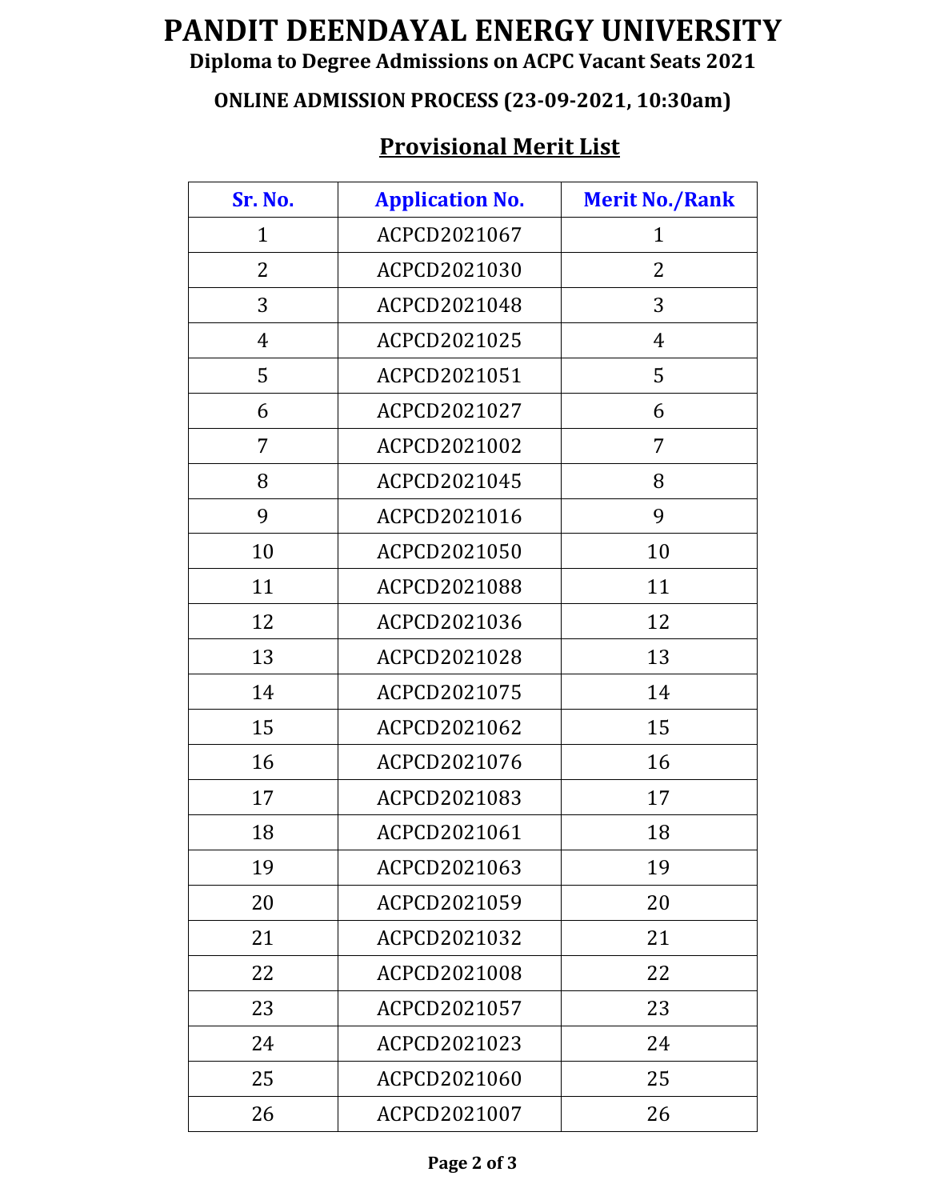# PANDIT DEENDAYAL ENERGY UNIVERSITY

**Diploma to Degree Admissions on ACPC Vacant Seats 2021**

**ONLINE ADMISSION PROCESS (23-09-2021, 10:30am)**

## Provisional Merit List

| Sr. No. | Application No. | Merit No./Rank |
|---|---|---|
| 1 | ACPCD2021067 | 1 |
| 2 | ACPCD2021030 | 2 |
| 3 | ACPCD2021048 | 3 |
| 4 | ACPCD2021025 | 4 |
| 5 | ACPCD2021051 | 5 |
| 6 | ACPCD2021027 | 6 |
| 7 | ACPCD2021002 | 7 |
| 8 | ACPCD2021045 | 8 |
| 9 | ACPCD2021016 | 9 |
| 10 | ACPCD2021050 | 10 |
| 11 | ACPCD2021088 | 11 |
| 12 | ACPCD2021036 | 12 |
| 13 | ACPCD2021028 | 13 |
| 14 | ACPCD2021075 | 14 |
| 15 | ACPCD2021062 | 15 |
| 16 | ACPCD2021076 | 16 |
| 17 | ACPCD2021083 | 17 |
| 18 | ACPCD2021061 | 18 |
| 19 | ACPCD2021063 | 19 |
| 20 | ACPCD2021059 | 20 |
| 21 | ACPCD2021032 | 21 |
| 22 | ACPCD2021008 | 22 |
| 23 | ACPCD2021057 | 23 |
| 24 | ACPCD2021023 | 24 |
| 25 | ACPCD2021060 | 25 |
| 26 | ACPCD2021007 | 26 |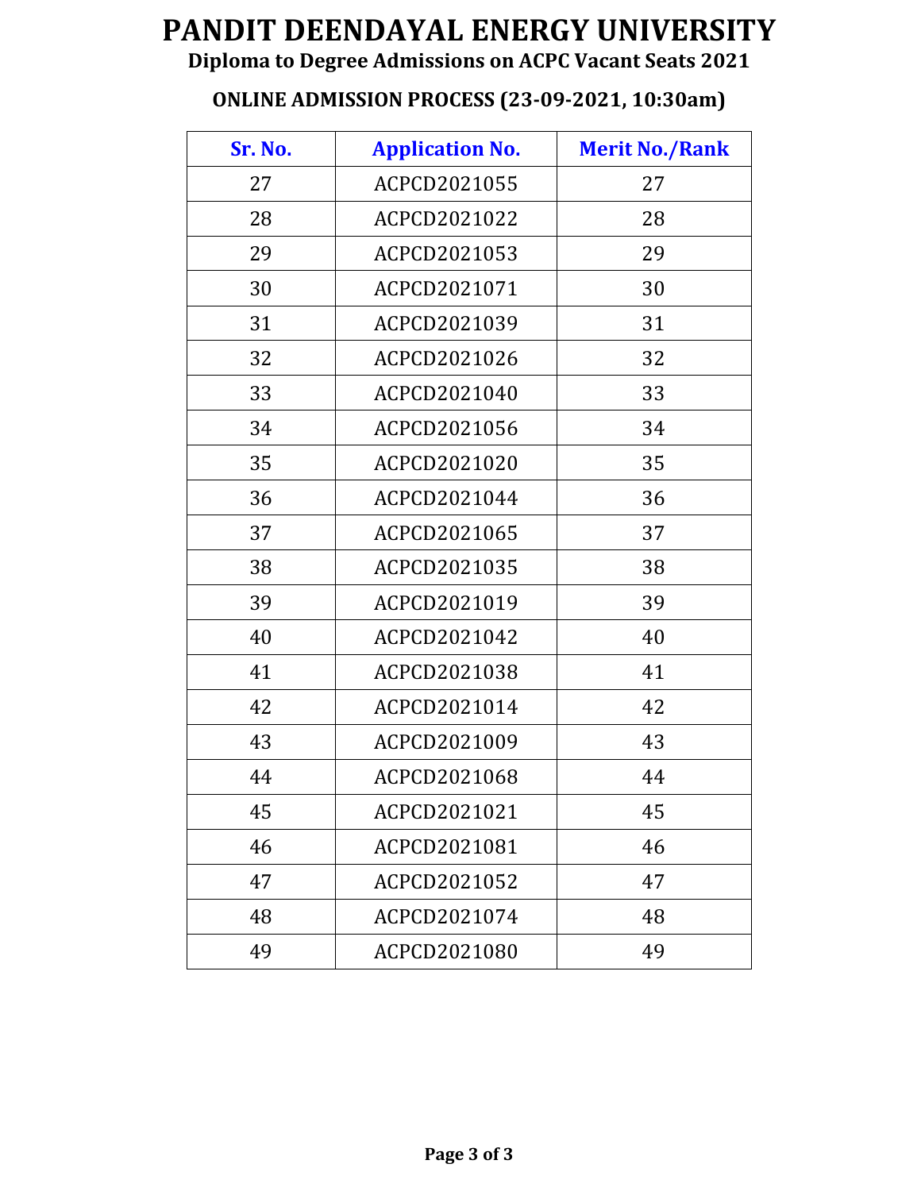# PANDIT DEENDAYAL ENERGY UNIVERSITY

**Diploma to Degree Admissions on ACPC Vacant Seats 2021**

**ONLINE ADMISSION PROCESS (23-09-2021, 10:30am)**

| Sr. No. | Application No. | Merit No./Rank |
|---|---|---|
| 27 | ACPCD2021055 | 27 |
| 28 | ACPCD2021022 | 28 |
| 29 | ACPCD2021053 | 29 |
| 30 | ACPCD2021071 | 30 |
| 31 | ACPCD2021039 | 31 |
| 32 | ACPCD2021026 | 32 |
| 33 | ACPCD2021040 | 33 |
| 34 | ACPCD2021056 | 34 |
| 35 | ACPCD2021020 | 35 |
| 36 | ACPCD2021044 | 36 |
| 37 | ACPCD2021065 | 37 |
| 38 | ACPCD2021035 | 38 |
| 39 | ACPCD2021019 | 39 |
| 40 | ACPCD2021042 | 40 |
| 41 | ACPCD2021038 | 41 |
| 42 | ACPCD2021014 | 42 |
| 43 | ACPCD2021009 | 43 |
| 44 | ACPCD2021068 | 44 |
| 45 | ACPCD2021021 | 45 |
| 46 | ACPCD2021081 | 46 |
| 47 | ACPCD2021052 | 47 |
| 48 | ACPCD2021074 | 48 |
| 49 | ACPCD2021080 | 49 |